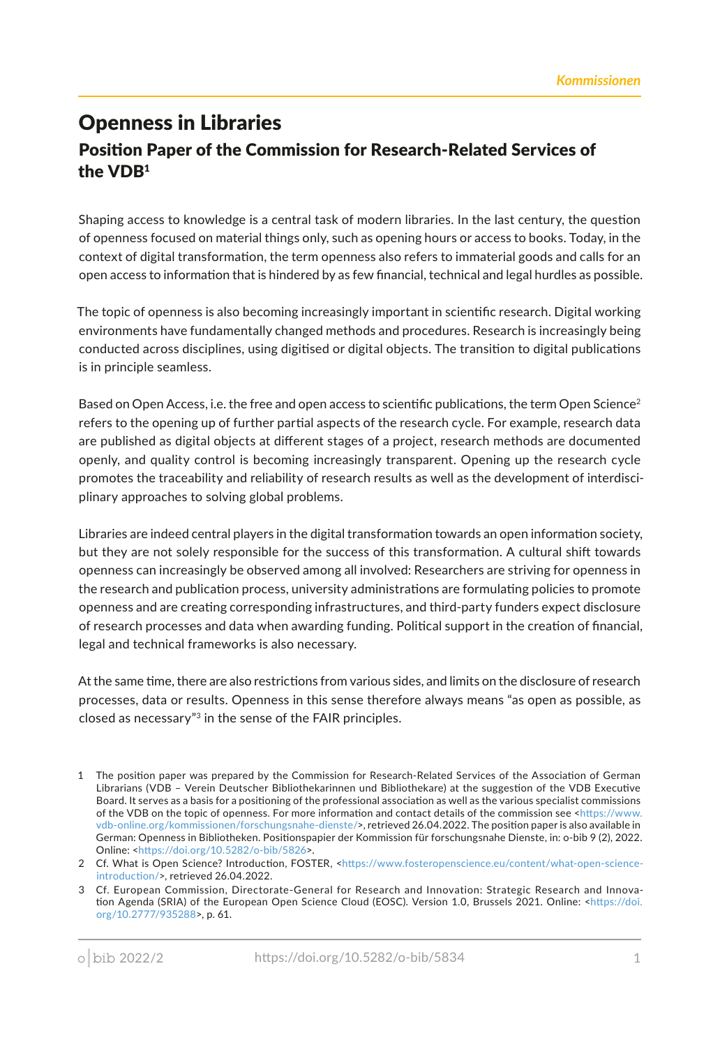# Openness in Libraries

## Position Paper of the Commission for Research-Related Services of the VDB[1]

Shaping access to knowledge is a central task of modern libraries. In the last century, the question of openness focused on material things only, such as opening hours or access to books. Today, in the context of digital transformation, the term openness also refers to immaterial goods and calls for an open access to information that is hindered by as few financial, technical and legal hurdles as possible.

The topic of openness is also becoming increasingly important in scientific research. Digital working environments have fundamentally changed methods and procedures. Research is increasingly being conducted across disciplines, using digitised or digital objects. The transition to digital publications is in principle seamless.

Based on Open Access, i.e. the free and open access to scientific publications, the term Open Science[2] refers to the opening up of further partial aspects of the research cycle. For example, research data are published as digital objects at different stages of a project, research methods are documented openly, and quality control is becoming increasingly transparent. Opening up the research cycle promotes the traceability and reliability of research results as well as the development of interdisciplinary approaches to solving global problems.

Libraries are indeed central players in the digital transformation towards an open information society, but they are not solely responsible for the success of this transformation. A cultural shift towards openness can increasingly be observed among all involved: Researchers are striving for openness in the research and publication process, university administrations are formulating policies to promote openness and are creating corresponding infrastructures, and third-party funders expect disclosure of research processes and data when awarding funding. Political support in the creation of financial, legal and technical frameworks is also necessary.

At the same time, there are also restrictions from various sides, and limits on the disclosure of research processes, data or results. Openness in this sense therefore always means "as open as possible, as closed as necessary"[3] in the sense of the FAIR principles.

---

1 The position paper was prepared by the Commission for Research-Related Services of the Association of German Librarians (VDB – Verein Deutscher Bibliothekarinnen und Bibliothekare) at the suggestion of the VDB Executive Board. It serves as a basis for a positioning of the professional association as well as the various specialist commissions of the VDB on the topic of openness. For more information and contact details of the commission see <https://www.vdb-online.org/kommissionen/forschungsnahe-dienste/>, retrieved 26.04.2022. The position paper is also available in German: Openness in Bibliotheken. Positionspapier der Kommission für forschungsnahe Dienste, in: o-bib 9 (2), 2022. Online: <https://doi.org/10.5282/o-bib/5826>.

2 Cf. What is Open Science? Introduction, FOSTER, <https://www.fosteropenscience.eu/content/what-open-science-introduction/>, retrieved 26.04.2022.

3 Cf. European Commission, Directorate-General for Research and Innovation: Strategic Research and Innovation Agenda (SRIA) of the European Open Science Cloud (EOSC). Version 1.0, Brussels 2021. Online: <https://doi.org/10.2777/935288>, p. 61.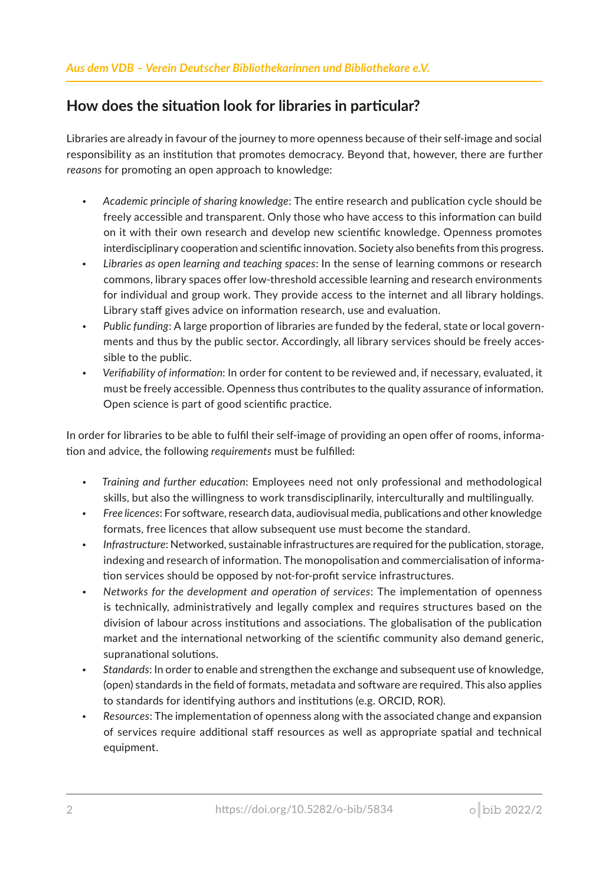## How does the situation look for libraries in particular?

Libraries are already in favour of the journey to more openness because of their self-image and social responsibility as an institution that promotes democracy. Beyond that, however, there are further *reasons* for promoting an open approach to knowledge:

- *Academic principle of sharing knowledge*: The entire research and publication cycle should be freely accessible and transparent. Only those who have access to this information can build on it with their own research and develop new scientific knowledge. Openness promotes interdisciplinary cooperation and scientific innovation. Society also benefits from this progress.
- *Libraries as open learning and teaching spaces*: In the sense of learning commons or research commons, library spaces offer low-threshold accessible learning and research environments for individual and group work. They provide access to the internet and all library holdings. Library staff gives advice on information research, use and evaluation.
- *Public funding*: A large proportion of libraries are funded by the federal, state or local governments and thus by the public sector. Accordingly, all library services should be freely accessible to the public.
- *Verifiability of information*: In order for content to be reviewed and, if necessary, evaluated, it must be freely accessible. Openness thus contributes to the quality assurance of information. Open science is part of good scientific practice.

In order for libraries to be able to fulfil their self-image of providing an open offer of rooms, information and advice, the following *requirements* must be fulfilled:

- *Training and further education*: Employees need not only professional and methodological skills, but also the willingness to work transdisciplinarily, interculturally and multilingually.
- *Free licences*: For software, research data, audiovisual media, publications and other knowledge formats, free licences that allow subsequent use must become the standard.
- *Infrastructure*: Networked, sustainable infrastructures are required for the publication, storage, indexing and research of information. The monopolisation and commercialisation of information services should be opposed by not-for-profit service infrastructures.
- *Networks for the development and operation of services*: The implementation of openness is technically, administratively and legally complex and requires structures based on the division of labour across institutions and associations. The globalisation of the publication market and the international networking of the scientific community also demand generic, supranational solutions.
- *Standards*: In order to enable and strengthen the exchange and subsequent use of knowledge, (open) standards in the field of formats, metadata and software are required. This also applies to standards for identifying authors and institutions (e.g. ORCID, ROR).
- *Resources*: The implementation of openness along with the associated change and expansion of services require additional staff resources as well as appropriate spatial and technical equipment.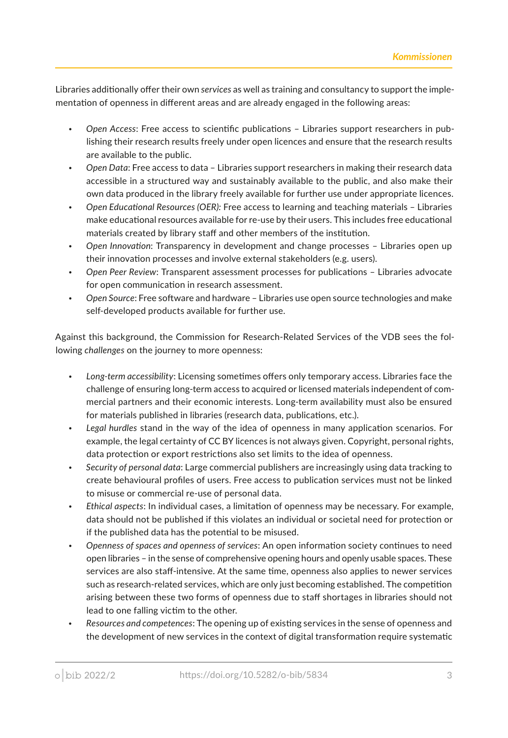Libraries additionally offer their own *services* as well as training and consultancy to support the implementation of openness in different areas and are already engaged in the following areas:

- *Open Access*: Free access to scientific publications – Libraries support researchers in publishing their research results freely under open licences and ensure that the research results are available to the public.
- *Open Data*: Free access to data – Libraries support researchers in making their research data accessible in a structured way and sustainably available to the public, and also make their own data produced in the library freely available for further use under appropriate licences.
- *Open Educational Resources (OER):* Free access to learning and teaching materials – Libraries make educational resources available for re-use by their users. This includes free educational materials created by library staff and other members of the institution.
- *Open Innovation*: Transparency in development and change processes – Libraries open up their innovation processes and involve external stakeholders (e.g. users).
- *Open Peer Review*: Transparent assessment processes for publications – Libraries advocate for open communication in research assessment.
- *Open Source*: Free software and hardware – Libraries use open source technologies and make self-developed products available for further use.

Against this background, the Commission for Research-Related Services of the VDB sees the following *challenges* on the journey to more openness:

- *Long-term accessibility*: Licensing sometimes offers only temporary access. Libraries face the challenge of ensuring long-term access to acquired or licensed materials independent of commercial partners and their economic interests. Long-term availability must also be ensured for materials published in libraries (research data, publications, etc.).
- *Legal hurdles* stand in the way of the idea of openness in many application scenarios. For example, the legal certainty of CC BY licences is not always given. Copyright, personal rights, data protection or export restrictions also set limits to the idea of openness.
- *Security of personal data*: Large commercial publishers are increasingly using data tracking to create behavioural profiles of users. Free access to publication services must not be linked to misuse or commercial re-use of personal data.
- *Ethical aspects*: In individual cases, a limitation of openness may be necessary. For example, data should not be published if this violates an individual or societal need for protection or if the published data has the potential to be misused.
- *Openness of spaces and openness of services*: An open information society continues to need open libraries – in the sense of comprehensive opening hours and openly usable spaces. These services are also staff-intensive. At the same time, openness also applies to newer services such as research-related services, which are only just becoming established. The competition arising between these two forms of openness due to staff shortages in libraries should not lead to one falling victim to the other.
- *Resources and competences*: The opening up of existing services in the sense of openness and the development of new services in the context of digital transformation require systematic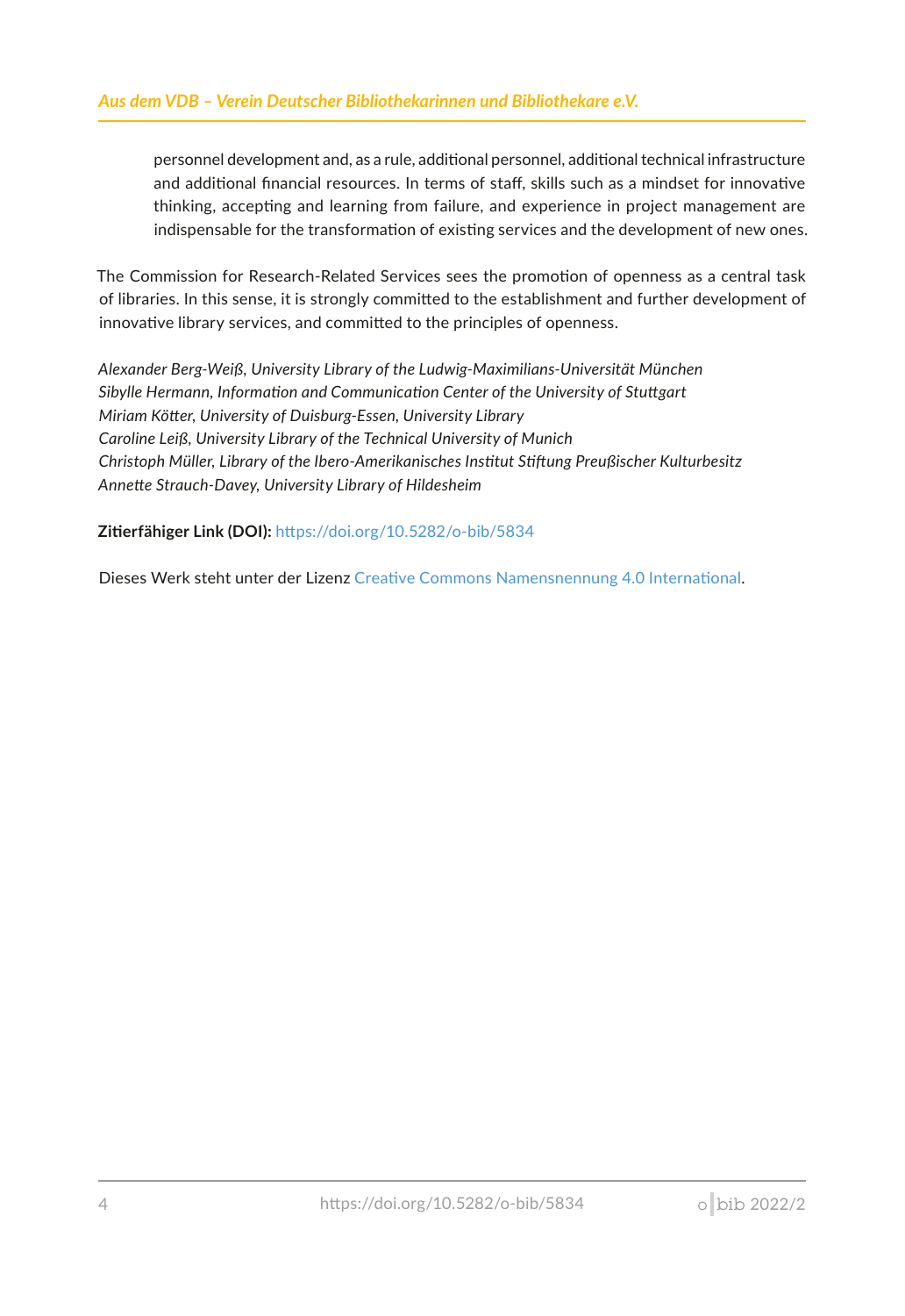personnel development and, as a rule, additional personnel, additional technical infrastructure and additional financial resources. In terms of staff, skills such as a mindset for innovative thinking, accepting and learning from failure, and experience in project management are indispensable for the transformation of existing services and the development of new ones.

The Commission for Research-Related Services sees the promotion of openness as a central task of libraries. In this sense, it is strongly committed to the establishment and further development of innovative library services, and committed to the principles of openness.

*Alexander Berg-Weiß, University Library of the Ludwig-Maximilians-Universität München*
*Sibylle Hermann, Information and Communication Center of the University of Stuttgart*
*Miriam Kötter, University of Duisburg-Essen, University Library*
*Caroline Leiß, University Library of the Technical University of Munich*
*Christoph Müller, Library of the Ibero-Amerikanisches Institut Stiftung Preußischer Kulturbesitz*
*Annette Strauch-Davey, University Library of Hildesheim*

**Zitierfähiger Link (DOI):** https://doi.org/10.5282/o-bib/5834

Dieses Werk steht unter der Lizenz Creative Commons Namensnennung 4.0 International.